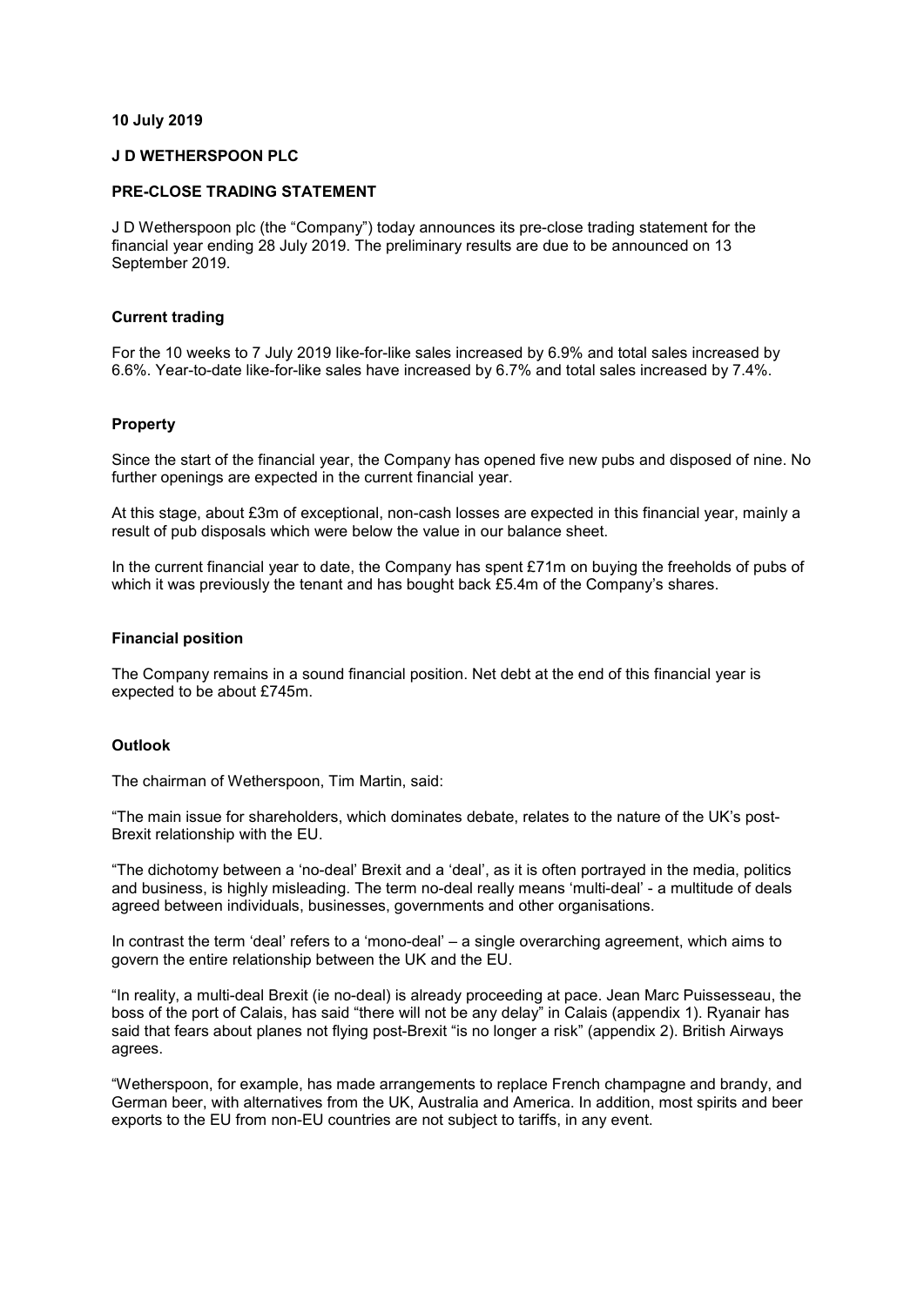**10 July 2019**

**J D WETHERSPOON PLC**

**PRE-CLOSE TRADING STATEMENT**

J D Wetherspoon plc (the "Company") today announces its pre-close trading statement for the financial year ending 28 July 2019. The preliminary results are due to be announced on 13 September 2019.

**Current trading**

For the 10 weeks to 7 July 2019 like-for-like sales increased by 6.9% and total sales increased by 6.6%. Year-to-date like-for-like sales have increased by 6.7% and total sales increased by 7.4%.

**Property**

Since the start of the financial year, the Company has opened five new pubs and disposed of nine. No further openings are expected in the current financial year.

At this stage, about £3m of exceptional, non-cash losses are expected in this financial year, mainly a result of pub disposals which were below the value in our balance sheet.

In the current financial year to date, the Company has spent £71m on buying the freeholds of pubs of which it was previously the tenant and has bought back £5.4m of the Company's shares.

**Financial position**

The Company remains in a sound financial position. Net debt at the end of this financial year is expected to be about £745m.

**Outlook**

The chairman of Wetherspoon, Tim Martin, said:

"The main issue for shareholders, which dominates debate, relates to the nature of the UK's post-Brexit relationship with the EU.

"The dichotomy between a 'no-deal' Brexit and a 'deal', as it is often portrayed in the media, politics and business, is highly misleading. The term no-deal really means 'multi-deal' - a multitude of deals agreed between individuals, businesses, governments and other organisations.

In contrast the term 'deal' refers to a 'mono-deal' – a single overarching agreement, which aims to govern the entire relationship between the UK and the EU.

"In reality, a multi-deal Brexit (ie no-deal) is already proceeding at pace. Jean Marc Puissesseau, the boss of the port of Calais, has said "there will not be any delay" in Calais (appendix 1). Ryanair has said that fears about planes not flying post-Brexit "is no longer a risk" (appendix 2). British Airways agrees.

"Wetherspoon, for example, has made arrangements to replace French champagne and brandy, and German beer, with alternatives from the UK, Australia and America. In addition, most spirits and beer exports to the EU from non-EU countries are not subject to tariffs, in any event.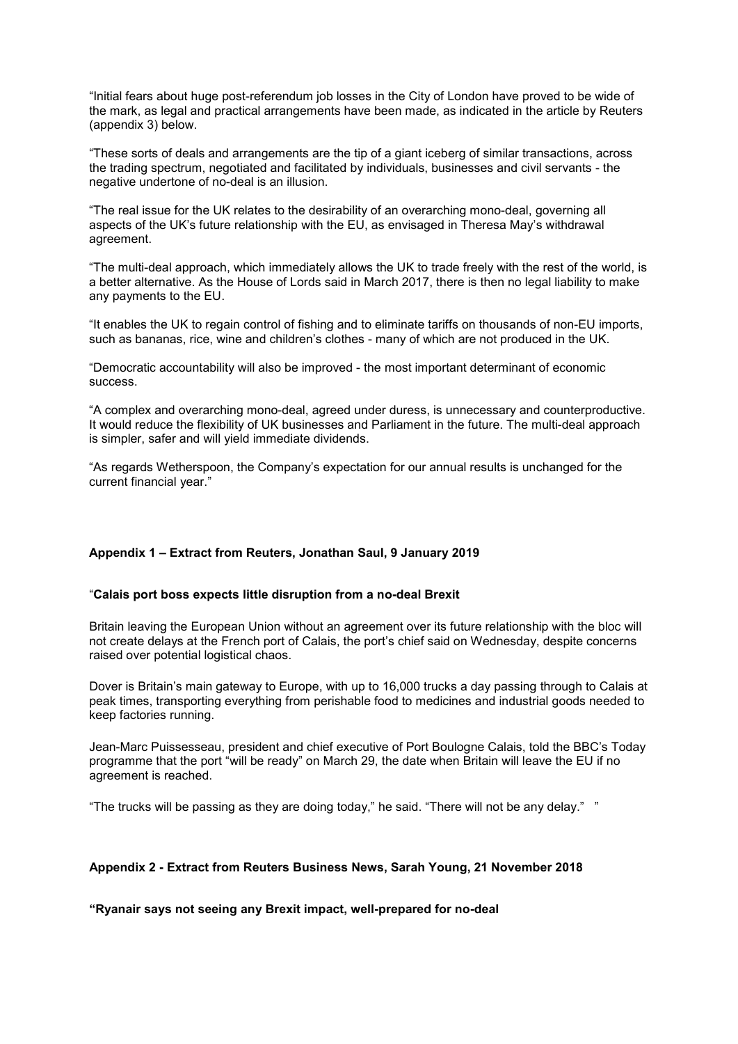"Initial fears about huge post-referendum job losses in the City of London have proved to be wide of the mark, as legal and practical arrangements have been made, as indicated in the article by Reuters (appendix 3) below.

"These sorts of deals and arrangements are the tip of a giant iceberg of similar transactions, across the trading spectrum, negotiated and facilitated by individuals, businesses and civil servants - the negative undertone of no-deal is an illusion.

"The real issue for the UK relates to the desirability of an overarching mono-deal, governing all aspects of the UK's future relationship with the EU, as envisaged in Theresa May's withdrawal agreement.

"The multi-deal approach, which immediately allows the UK to trade freely with the rest of the world, is a better alternative. As the House of Lords said in March 2017, there is then no legal liability to make any payments to the EU.

"It enables the UK to regain control of fishing and to eliminate tariffs on thousands of non-EU imports, such as bananas, rice, wine and children's clothes - many of which are not produced in the UK.

"Democratic accountability will also be improved - the most important determinant of economic success.

"A complex and overarching mono-deal, agreed under duress, is unnecessary and counterproductive. It would reduce the flexibility of UK businesses and Parliament in the future. The multi-deal approach is simpler, safer and will yield immediate dividends.

"As regards Wetherspoon, the Company's expectation for our annual results is unchanged for the current financial year."

**Appendix 1 – Extract from Reuters, Jonathan Saul, 9 January 2019**

"**Calais port boss expects little disruption from a no-deal Brexit**

Britain leaving the European Union without an agreement over its future relationship with the bloc will not create delays at the French port of Calais, the port's chief said on Wednesday, despite concerns raised over potential logistical chaos.

Dover is Britain's main gateway to Europe, with up to 16,000 trucks a day passing through to Calais at peak times, transporting everything from perishable food to medicines and industrial goods needed to keep factories running.

Jean-Marc Puissesseau, president and chief executive of Port Boulogne Calais, told the BBC's Today programme that the port "will be ready" on March 29, the date when Britain will leave the EU if no agreement is reached.

"The trucks will be passing as they are doing today," he said. "There will not be any delay." "

**Appendix 2 - Extract from Reuters Business News, Sarah Young, 21 November 2018**

**"Ryanair says not seeing any Brexit impact, well-prepared for no-deal**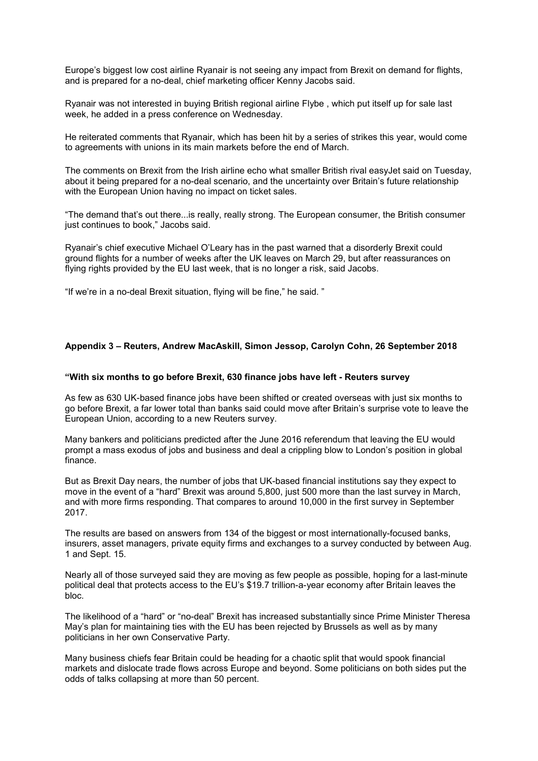Europe's biggest low cost airline Ryanair is not seeing any impact from Brexit on demand for flights, and is prepared for a no-deal, chief marketing officer Kenny Jacobs said.

Ryanair was not interested in buying British regional airline Flybe , which put itself up for sale last week, he added in a press conference on Wednesday.

He reiterated comments that Ryanair, which has been hit by a series of strikes this year, would come to agreements with unions in its main markets before the end of March.

The comments on Brexit from the Irish airline echo what smaller British rival easyJet said on Tuesday, about it being prepared for a no-deal scenario, and the uncertainty over Britain's future relationship with the European Union having no impact on ticket sales.

"The demand that's out there...is really, really strong. The European consumer, the British consumer just continues to book," Jacobs said.

Ryanair's chief executive Michael O'Leary has in the past warned that a disorderly Brexit could ground flights for a number of weeks after the UK leaves on March 29, but after reassurances on flying rights provided by the EU last week, that is no longer a risk, said Jacobs.

"If we're in a no-deal Brexit situation, flying will be fine," he said. "

**Appendix 3 – Reuters, Andrew MacAskill, Simon Jessop, Carolyn Cohn, 26 September 2018**

**"With six months to go before Brexit, 630 finance jobs have left - Reuters survey**

As few as 630 UK-based finance jobs have been shifted or created overseas with just six months to go before Brexit, a far lower total than banks said could move after Britain's surprise vote to leave the European Union, according to a new Reuters survey.

Many bankers and politicians predicted after the June 2016 referendum that leaving the EU would prompt a mass exodus of jobs and business and deal a crippling blow to London's position in global finance.

But as Brexit Day nears, the number of jobs that UK-based financial institutions say they expect to move in the event of a "hard" Brexit was around 5,800, just 500 more than the last survey in March, and with more firms responding. That compares to around 10,000 in the first survey in September 2017.

The results are based on answers from 134 of the biggest or most internationally-focused banks, insurers, asset managers, private equity firms and exchanges to a survey conducted by between Aug. 1 and Sept. 15.

Nearly all of those surveyed said they are moving as few people as possible, hoping for a last-minute political deal that protects access to the EU's $19.7 trillion-a-year economy after Britain leaves the bloc.

The likelihood of a "hard" or "no-deal" Brexit has increased substantially since Prime Minister Theresa May's plan for maintaining ties with the EU has been rejected by Brussels as well as by many politicians in her own Conservative Party.

Many business chiefs fear Britain could be heading for a chaotic split that would spook financial markets and dislocate trade flows across Europe and beyond. Some politicians on both sides put the odds of talks collapsing at more than 50 percent.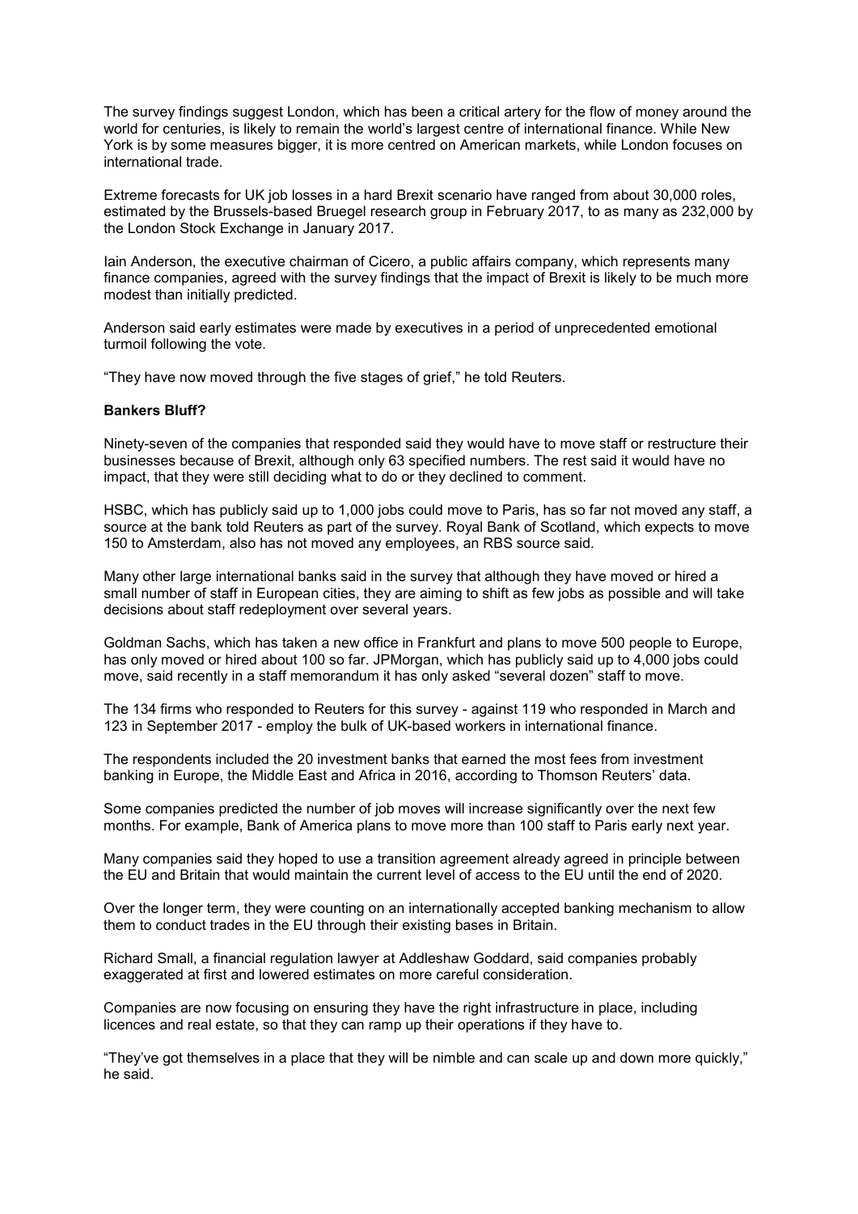The survey findings suggest London, which has been a critical artery for the flow of money around the world for centuries, is likely to remain the world's largest centre of international finance. While New York is by some measures bigger, it is more centred on American markets, while London focuses on international trade.

Extreme forecasts for UK job losses in a hard Brexit scenario have ranged from about 30,000 roles, estimated by the Brussels-based Bruegel research group in February 2017, to as many as 232,000 by the London Stock Exchange in January 2017.

Iain Anderson, the executive chairman of Cicero, a public affairs company, which represents many finance companies, agreed with the survey findings that the impact of Brexit is likely to be much more modest than initially predicted.

Anderson said early estimates were made by executives in a period of unprecedented emotional turmoil following the vote.

"They have now moved through the five stages of grief," he told Reuters.

**Bankers Bluff?**

Ninety-seven of the companies that responded said they would have to move staff or restructure their businesses because of Brexit, although only 63 specified numbers. The rest said it would have no impact, that they were still deciding what to do or they declined to comment.

HSBC, which has publicly said up to 1,000 jobs could move to Paris, has so far not moved any staff, a source at the bank told Reuters as part of the survey. Royal Bank of Scotland, which expects to move 150 to Amsterdam, also has not moved any employees, an RBS source said.

Many other large international banks said in the survey that although they have moved or hired a small number of staff in European cities, they are aiming to shift as few jobs as possible and will take decisions about staff redeployment over several years.

Goldman Sachs, which has taken a new office in Frankfurt and plans to move 500 people to Europe, has only moved or hired about 100 so far. JPMorgan, which has publicly said up to 4,000 jobs could move, said recently in a staff memorandum it has only asked "several dozen" staff to move.

The 134 firms who responded to Reuters for this survey - against 119 who responded in March and 123 in September 2017 - employ the bulk of UK-based workers in international finance.

The respondents included the 20 investment banks that earned the most fees from investment banking in Europe, the Middle East and Africa in 2016, according to Thomson Reuters' data.

Some companies predicted the number of job moves will increase significantly over the next few months. For example, Bank of America plans to move more than 100 staff to Paris early next year.

Many companies said they hoped to use a transition agreement already agreed in principle between the EU and Britain that would maintain the current level of access to the EU until the end of 2020.

Over the longer term, they were counting on an internationally accepted banking mechanism to allow them to conduct trades in the EU through their existing bases in Britain.

Richard Small, a financial regulation lawyer at Addleshaw Goddard, said companies probably exaggerated at first and lowered estimates on more careful consideration.

Companies are now focusing on ensuring they have the right infrastructure in place, including licences and real estate, so that they can ramp up their operations if they have to.

"They've got themselves in a place that they will be nimble and can scale up and down more quickly," he said.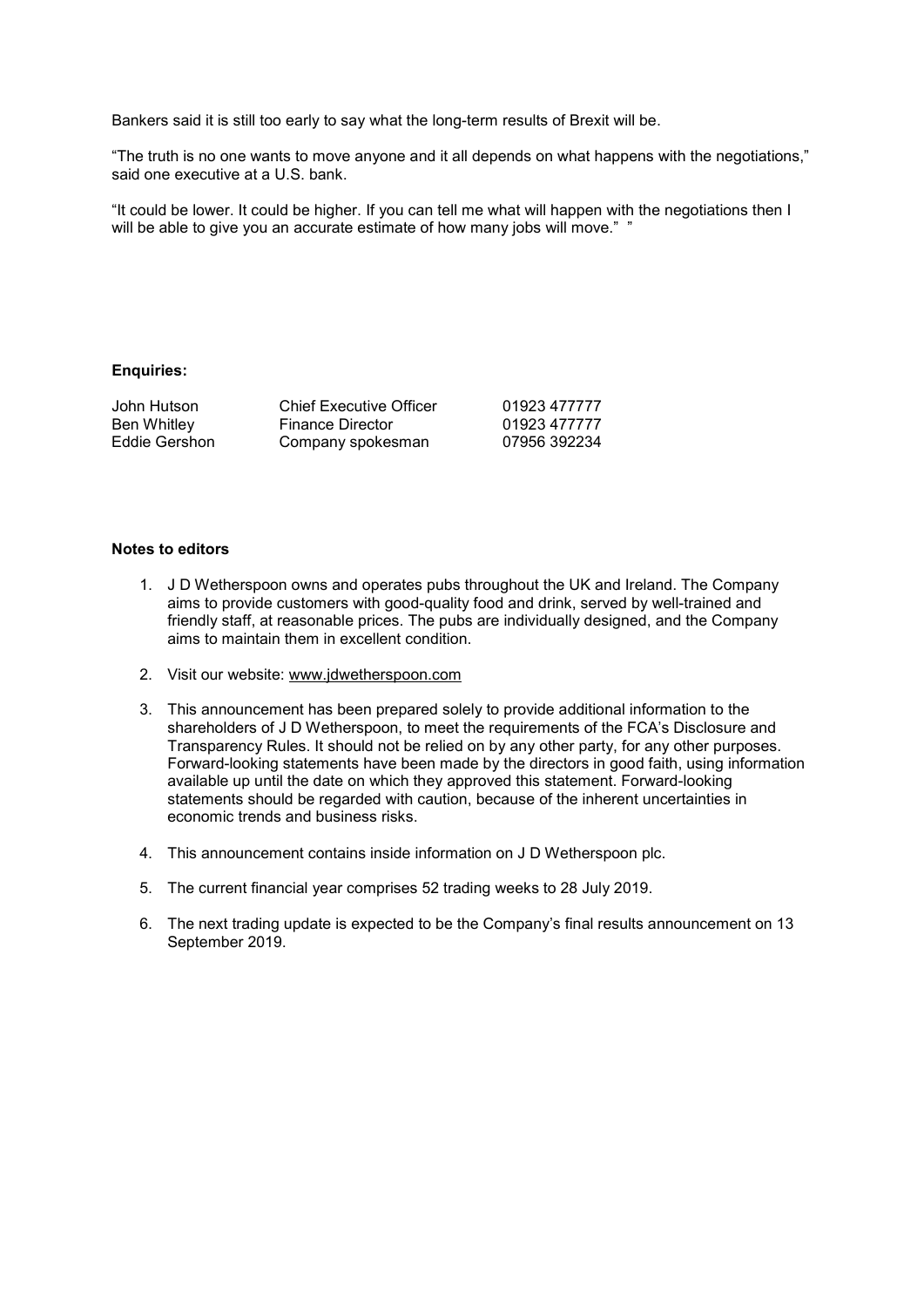Bankers said it is still too early to say what the long-term results of Brexit will be.

"The truth is no one wants to move anyone and it all depends on what happens with the negotiations," said one executive at a U.S. bank.

"It could be lower. It could be higher. If you can tell me what will happen with the negotiations then I will be able to give you an accurate estimate of how many jobs will move." "

**Enquiries:**

| | | |
|---|---|---|
| John Hutson | Chief Executive Officer | 01923 477777 |
| Ben Whitley | Finance Director | 01923 477777 |
| Eddie Gershon | Company spokesman | 07956 392234 |

**Notes to editors**

1. J D Wetherspoon owns and operates pubs throughout the UK and Ireland. The Company aims to provide customers with good-quality food and drink, served by well-trained and friendly staff, at reasonable prices. The pubs are individually designed, and the Company aims to maintain them in excellent condition.
2. Visit our website: www.jdwetherspoon.com
3. This announcement has been prepared solely to provide additional information to the shareholders of J D Wetherspoon, to meet the requirements of the FCA's Disclosure and Transparency Rules. It should not be relied on by any other party, for any other purposes. Forward-looking statements have been made by the directors in good faith, using information available up until the date on which they approved this statement. Forward-looking statements should be regarded with caution, because of the inherent uncertainties in economic trends and business risks.
4. This announcement contains inside information on J D Wetherspoon plc.
5. The current financial year comprises 52 trading weeks to 28 July 2019.
6. The next trading update is expected to be the Company's final results announcement on 13 September 2019.